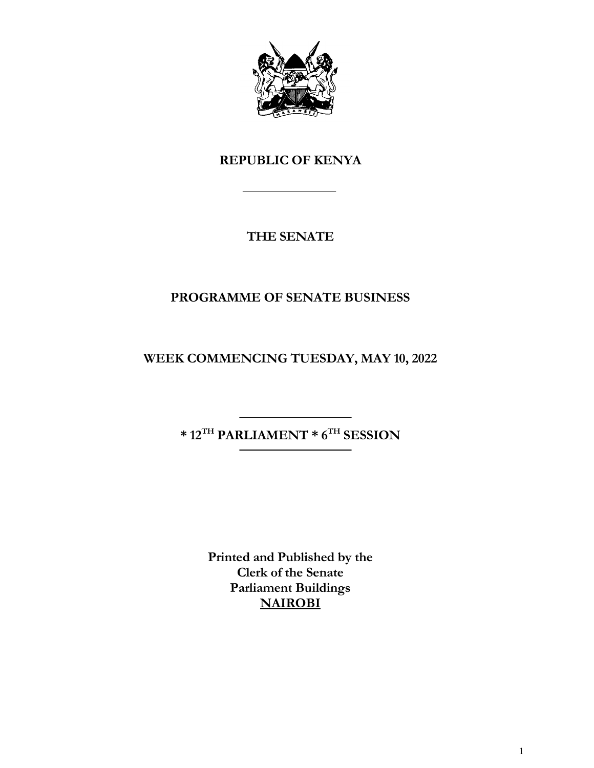# REPUBLIC OF KENYA

---

## THE SENATE

## PROGRAMME OF SENATE BUSINESS

## WEEK COMMENCING TUESDAY, MAY 10, 2022

---

**\* 12TH PARLIAMENT \* 6TH SESSION**

---

**Printed and Published by the**
**Clerk of the Senate**
**Parliament Buildings**
**NAIROBI**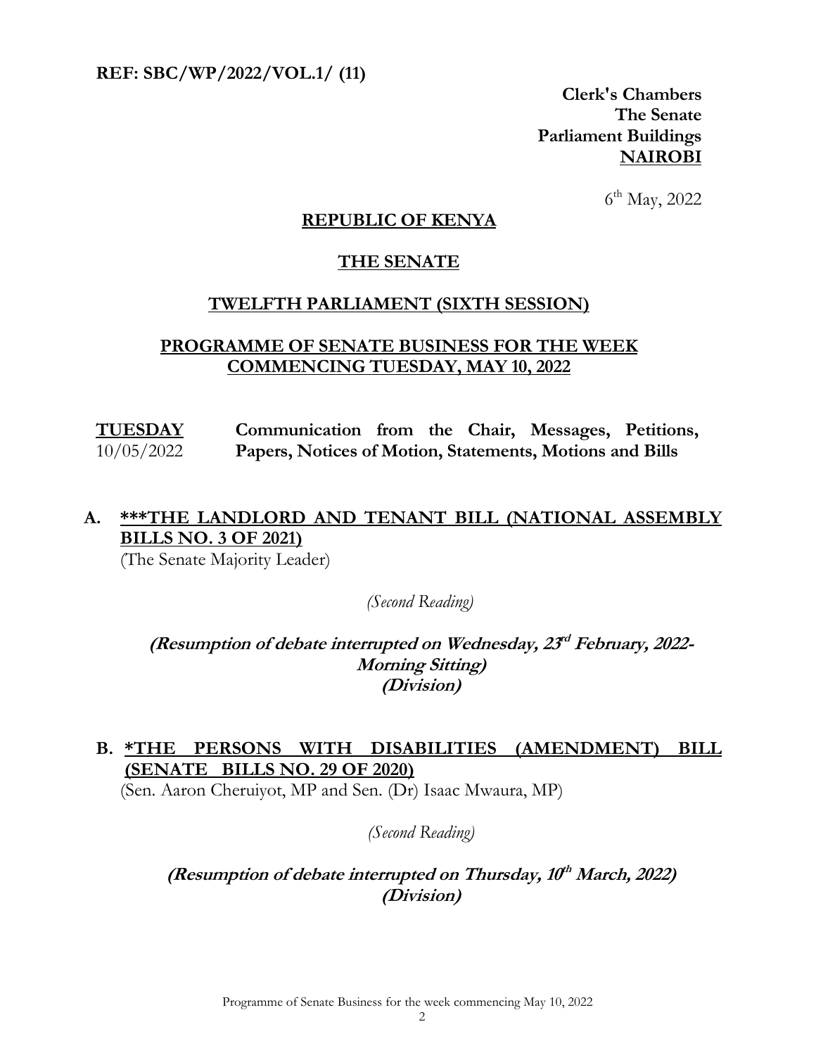**REF: SBC/WP/2022/VOL.1/ (11)**

**Clerk's Chambers**
**The Senate**
**Parliament Buildings**
**NAIROBI**

6th May, 2022

## REPUBLIC OF KENYA

## THE SENATE

## TWELFTH PARLIAMENT (SIXTH SESSION)

## PROGRAMME OF SENATE BUSINESS FOR THE WEEK COMMENCING TUESDAY, MAY 10, 2022

**TUESDAY** 10/05/2022 — **Communication from the Chair, Messages, Petitions, Papers, Notices of Motion, Statements, Motions and Bills**

**A. \*\*\*THE LANDLORD AND TENANT BILL (NATIONAL ASSEMBLY BILLS NO. 3 OF 2021)**
(The Senate Majority Leader)

*(Second Reading)*

***(Resumption of debate interrupted on Wednesday, 23rd February, 2022- Morning Sitting)***
***(Division)***

**B. \*THE PERSONS WITH DISABILITIES (AMENDMENT) BILL (SENATE BILLS NO. 29 OF 2020)**
(Sen. Aaron Cheruiyot, MP and Sen. (Dr) Isaac Mwaura, MP)

*(Second Reading)*

***(Resumption of debate interrupted on Thursday, 10th March, 2022)***
***(Division)***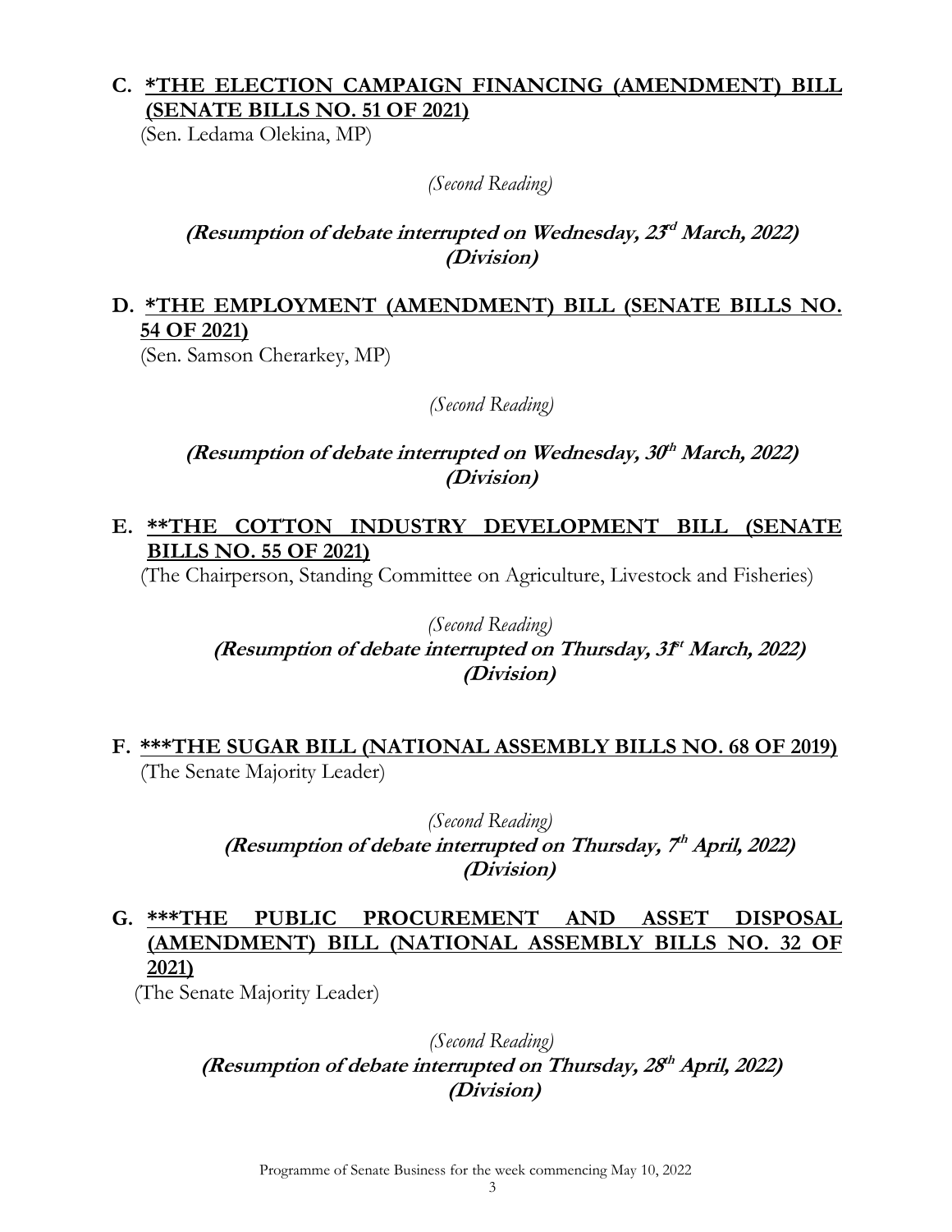**C. <u>\*THE ELECTION CAMPAIGN FINANCING (AMENDMENT) BILL (SENATE BILLS NO. 51 OF 2021)</u>**
(Sen. Ledama Olekina, MP)

*(Second Reading)*

***(Resumption of debate interrupted on Wednesday, 23rd March, 2022)***
***(Division)***

**D. <u>\*THE EMPLOYMENT (AMENDMENT) BILL (SENATE BILLS NO. 54 OF 2021)</u>**
(Sen. Samson Cherarkey, MP)

*(Second Reading)*

***(Resumption of debate interrupted on Wednesday, 30th March, 2022)***
***(Division)***

**E. <u>\*\*THE COTTON INDUSTRY DEVELOPMENT BILL (SENATE BILLS NO. 55 OF 2021)</u>**
(The Chairperson, Standing Committee on Agriculture, Livestock and Fisheries)

*(Second Reading)*
***(Resumption of debate interrupted on Thursday, 31st March, 2022)***
***(Division)***

**F. <u>\*\*\*THE SUGAR BILL (NATIONAL ASSEMBLY BILLS NO. 68 OF 2019)</u>**
(The Senate Majority Leader)

*(Second Reading)*
***(Resumption of debate interrupted on Thursday, 7th April, 2022)***
***(Division)***

**G. <u>\*\*\*THE PUBLIC PROCUREMENT AND ASSET DISPOSAL (AMENDMENT) BILL (NATIONAL ASSEMBLY BILLS NO. 32 OF 2021)</u>**
(The Senate Majority Leader)

*(Second Reading)*
***(Resumption of debate interrupted on Thursday, 28th April, 2022)***
***(Division)***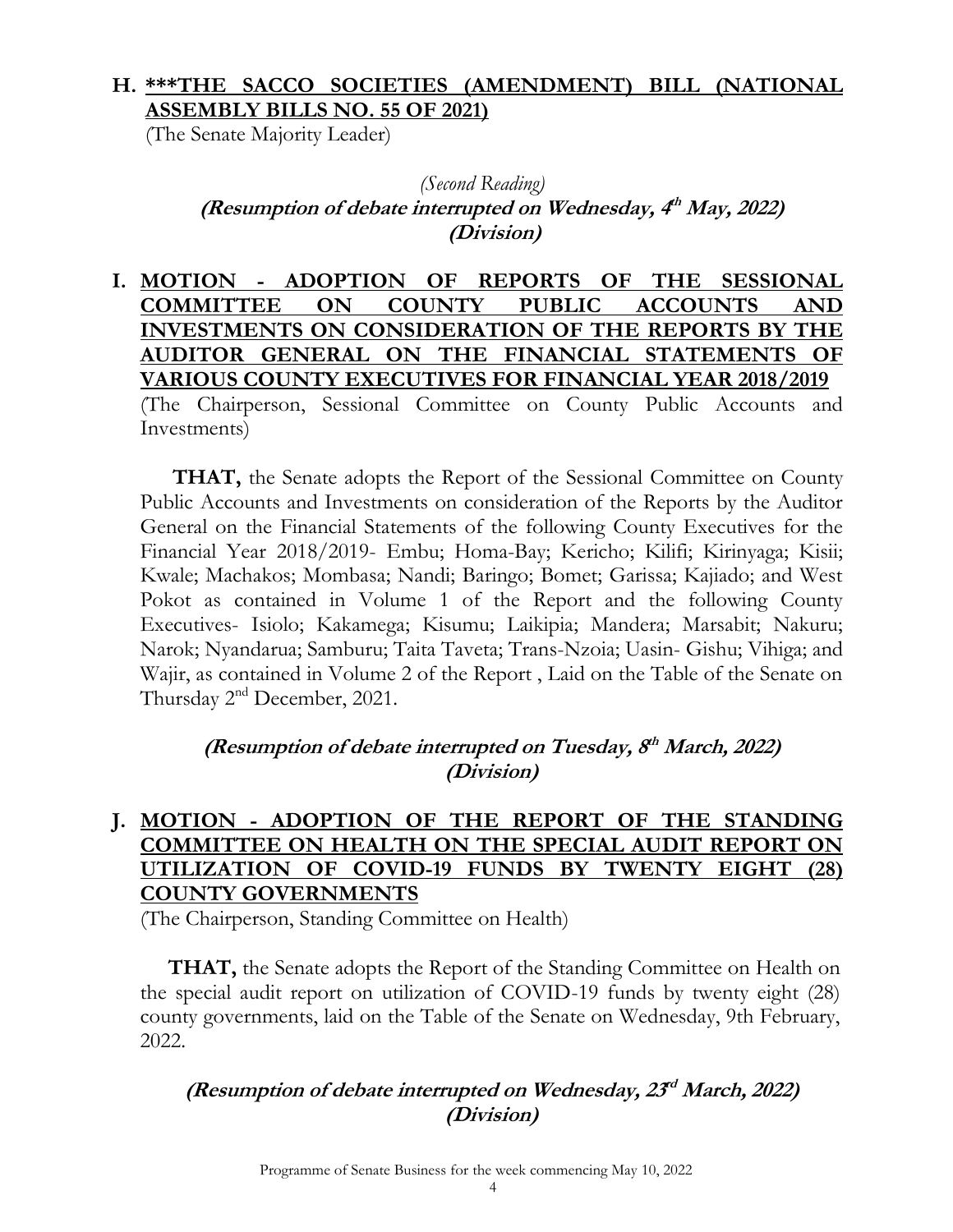## H. ***THE SACCO SOCIETIES (AMENDMENT) BILL (NATIONAL ASSEMBLY BILLS NO. 55 OF 2021)

(The Senate Majority Leader)

*(Second Reading)*

***(Resumption of debate interrupted on Wednesday, 4th May, 2022)***

***(Division)***

## I. MOTION - ADOPTION OF REPORTS OF THE SESSIONAL COMMITTEE ON COUNTY PUBLIC ACCOUNTS AND INVESTMENTS ON CONSIDERATION OF THE REPORTS BY THE AUDITOR GENERAL ON THE FINANCIAL STATEMENTS OF VARIOUS COUNTY EXECUTIVES FOR FINANCIAL YEAR 2018/2019

(The Chairperson, Sessional Committee on County Public Accounts and Investments)

**THAT,** the Senate adopts the Report of the Sessional Committee on County Public Accounts and Investments on consideration of the Reports by the Auditor General on the Financial Statements of the following County Executives for the Financial Year 2018/2019- Embu; Homa-Bay; Kericho; Kilifi; Kirinyaga; Kisii; Kwale; Machakos; Mombasa; Nandi; Baringo; Bomet; Garissa; Kajiado; and West Pokot as contained in Volume 1 of the Report and the following County Executives- Isiolo; Kakamega; Kisumu; Laikipia; Mandera; Marsabit; Nakuru; Narok; Nyandarua; Samburu; Taita Taveta; Trans-Nzoia; Uasin- Gishu; Vihiga; and Wajir, as contained in Volume 2 of the Report , Laid on the Table of the Senate on Thursday 2nd December, 2021.

***(Resumption of debate interrupted on Tuesday, 8th March, 2022)***

***(Division)***

## J. MOTION - ADOPTION OF THE REPORT OF THE STANDING COMMITTEE ON HEALTH ON THE SPECIAL AUDIT REPORT ON UTILIZATION OF COVID-19 FUNDS BY TWENTY EIGHT (28) COUNTY GOVERNMENTS

(The Chairperson, Standing Committee on Health)

**THAT,** the Senate adopts the Report of the Standing Committee on Health on the special audit report on utilization of COVID-19 funds by twenty eight (28) county governments, laid on the Table of the Senate on Wednesday, 9th February, 2022.

***(Resumption of debate interrupted on Wednesday, 23rd March, 2022)***

***(Division)***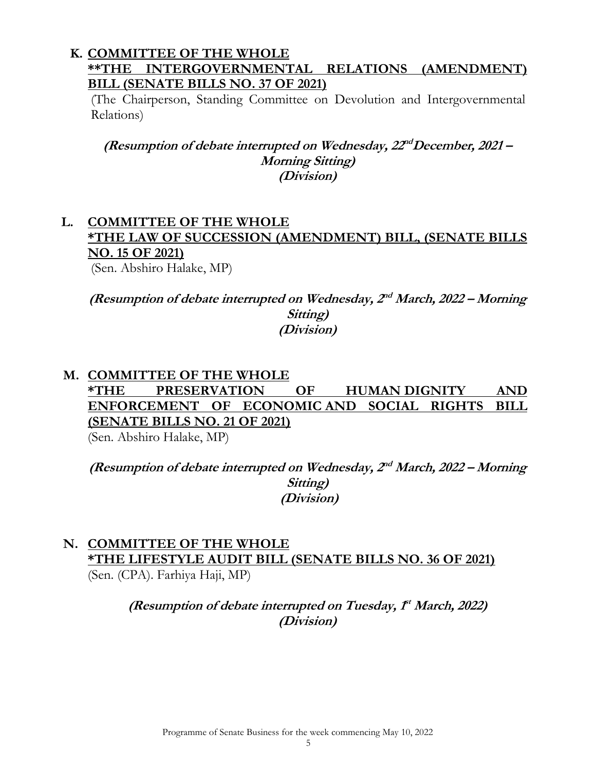**K. <u>COMMITTEE OF THE WHOLE</u>**
**<u>**THE INTERGOVERNMENTAL RELATIONS (AMENDMENT) BILL (SENATE BILLS NO. 37 OF 2021)</u>**
(The Chairperson, Standing Committee on Devolution and Intergovernmental Relations)

***(Resumption of debate interrupted on Wednesday, 22nd December, 2021 – Morning Sitting)***
***(Division)***

**L. <u>COMMITTEE OF THE WHOLE</u>**
**<u>*THE LAW OF SUCCESSION (AMENDMENT) BILL, (SENATE BILLS NO. 15 OF 2021)</u>**
(Sen. Abshiro Halake, MP)

***(Resumption of debate interrupted on Wednesday, 2nd March, 2022 – Morning Sitting)***
***(Division)***

**M. <u>COMMITTEE OF THE WHOLE</u>**
**<u>*THE PRESERVATION OF HUMAN DIGNITY AND ENFORCEMENT OF ECONOMIC AND SOCIAL RIGHTS BILL (SENATE BILLS NO. 21 OF 2021)</u>**
(Sen. Abshiro Halake, MP)

***(Resumption of debate interrupted on Wednesday, 2nd March, 2022 – Morning Sitting)***
***(Division)***

**N. <u>COMMITTEE OF THE WHOLE</u>**
**<u>*THE LIFESTYLE AUDIT BILL (SENATE BILLS NO. 36 OF 2021)</u>**
(Sen. (CPA). Farhiya Haji, MP)

***(Resumption of debate interrupted on Tuesday, 1st March, 2022)***
***(Division)***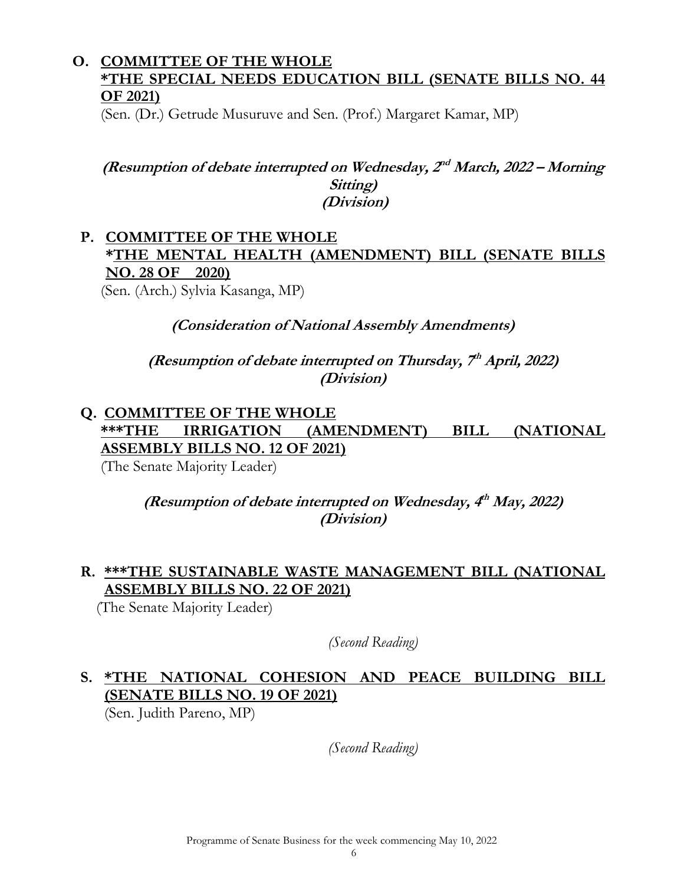**O. <u>COMMITTEE OF THE WHOLE</u>**
**<u>*THE SPECIAL NEEDS EDUCATION BILL (SENATE BILLS NO. 44 OF 2021)</u>**
(Sen. (Dr.) Getrude Musuruve and Sen. (Prof.) Margaret Kamar, MP)

***(Resumption of debate interrupted on Wednesday, 2nd March, 2022 – Morning Sitting)***
***(Division)***

**P. <u>COMMITTEE OF THE WHOLE</u>**
**<u>*THE MENTAL HEALTH (AMENDMENT) BILL (SENATE BILLS NO. 28 OF 2020)</u>**
(Sen. (Arch.) Sylvia Kasanga, MP)

***(Consideration of National Assembly Amendments)***

***(Resumption of debate interrupted on Thursday, 7th April, 2022)***
***(Division)***

**Q. <u>COMMITTEE OF THE WHOLE</u>**
**<u>***THE IRRIGATION (AMENDMENT) BILL (NATIONAL ASSEMBLY BILLS NO. 12 OF 2021)</u>**
(The Senate Majority Leader)

***(Resumption of debate interrupted on Wednesday, 4th May, 2022)***
***(Division)***

**R. <u>***THE SUSTAINABLE WASTE MANAGEMENT BILL (NATIONAL ASSEMBLY BILLS NO. 22 OF 2021)</u>**
(The Senate Majority Leader)

*(Second Reading)*

**S. <u>*THE NATIONAL COHESION AND PEACE BUILDING BILL (SENATE BILLS NO. 19 OF 2021)</u>**
(Sen. Judith Pareno, MP)

*(Second Reading)*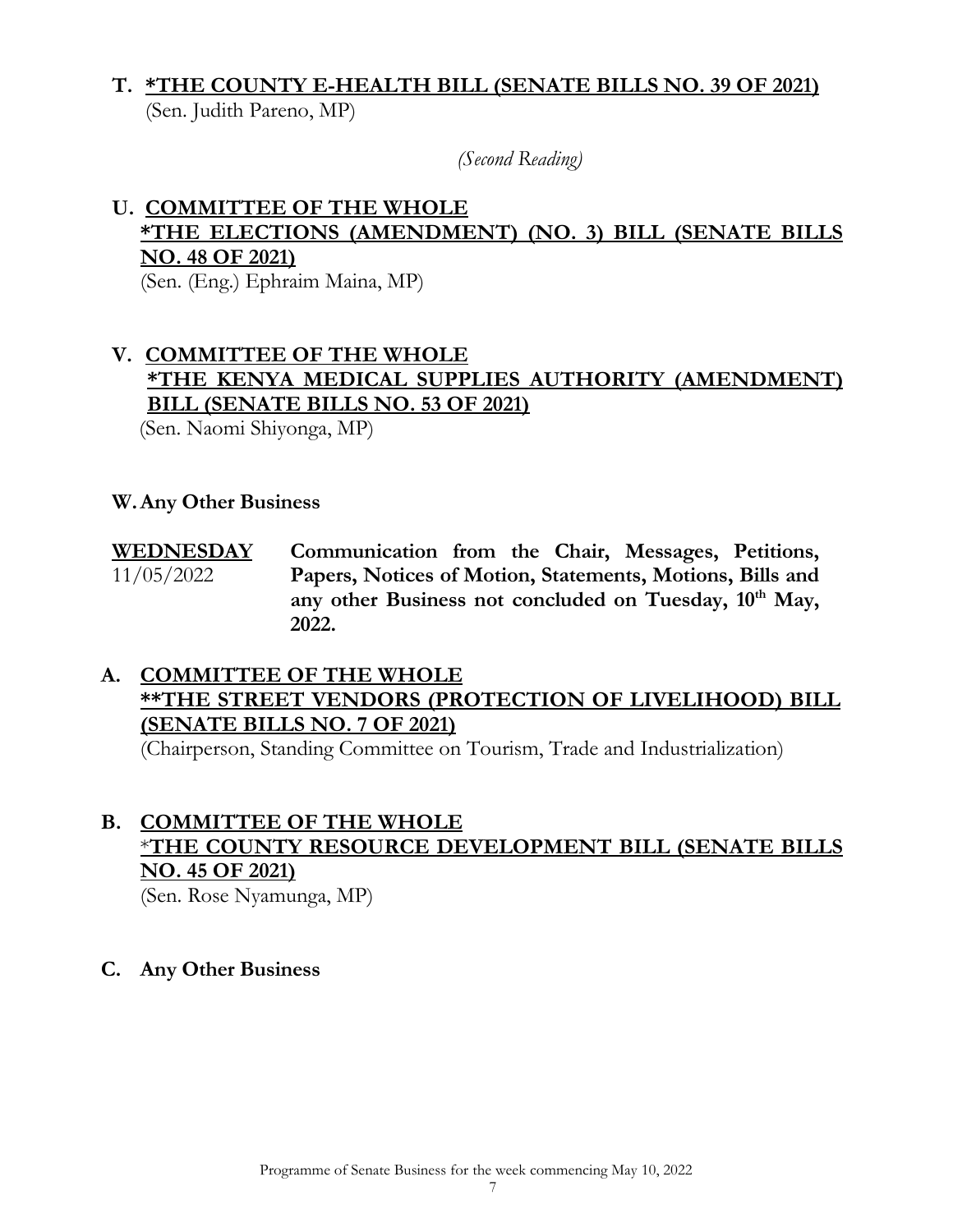**T. <u>*THE COUNTY E-HEALTH BILL (SENATE BILLS NO. 39 OF 2021)</u>**
(Sen. Judith Pareno, MP)

*(Second Reading)*

**U. <u>COMMITTEE OF THE WHOLE</u>**
**<u>*THE ELECTIONS (AMENDMENT) (NO. 3) BILL (SENATE BILLS NO. 48 OF 2021)</u>**
(Sen. (Eng.) Ephraim Maina, MP)

**V. <u>COMMITTEE OF THE WHOLE</u>**
**<u>*THE KENYA MEDICAL SUPPLIES AUTHORITY (AMENDMENT) BILL (SENATE BILLS NO. 53 OF 2021)</u>**
(Sen. Naomi Shiyonga, MP)

**W. Any Other Business**

| **<u>WEDNESDAY</u>** 11/05/2022 | **Communication from the Chair, Messages, Petitions, Papers, Notices of Motion, Statements, Motions, Bills and any other Business not concluded on Tuesday, 10th May, 2022.** |
|---|---|

**A. <u>COMMITTEE OF THE WHOLE</u>**
**<u>**THE STREET VENDORS (PROTECTION OF LIVELIHOOD) BILL (SENATE BILLS NO. 7 OF 2021)</u>**
(Chairperson, Standing Committee on Tourism, Trade and Industrialization)

**B. <u>COMMITTEE OF THE WHOLE</u>**
**<u>*THE COUNTY RESOURCE DEVELOPMENT BILL (SENATE BILLS NO. 45 OF 2021)</u>**
(Sen. Rose Nyamunga, MP)

**C. Any Other Business**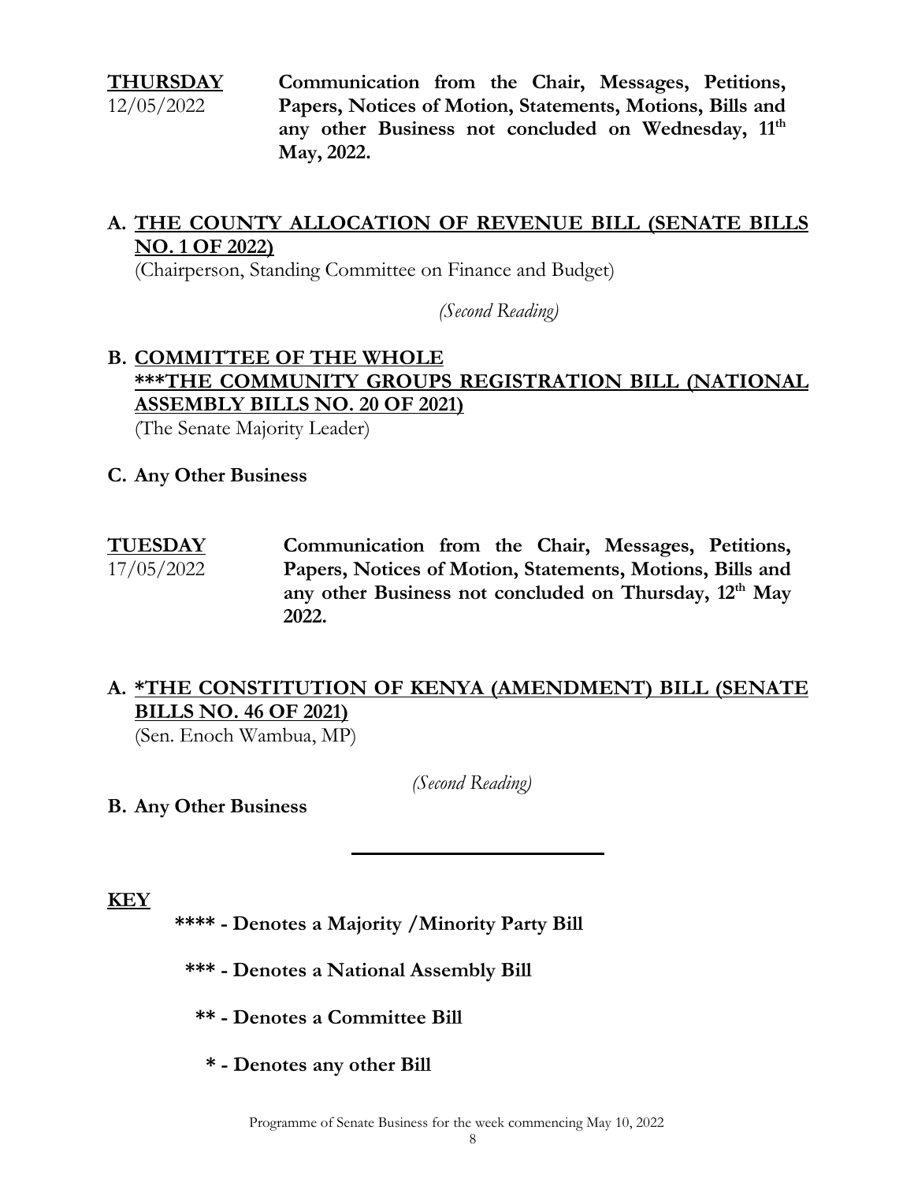**THURSDAY** 12/05/2022 — **Communication from the Chair, Messages, Petitions, Papers, Notices of Motion, Statements, Motions, Bills and any other Business not concluded on Wednesday, 11th May, 2022.**

**A. THE COUNTY ALLOCATION OF REVENUE BILL (SENATE BILLS NO. 1 OF 2022)**
(Chairperson, Standing Committee on Finance and Budget)

*(Second Reading)*

**B. COMMITTEE OF THE WHOLE**
**\*\*\*THE COMMUNITY GROUPS REGISTRATION BILL (NATIONAL ASSEMBLY BILLS NO. 20 OF 2021)**
(The Senate Majority Leader)

**C. Any Other Business**

**TUESDAY** 17/05/2022 — **Communication from the Chair, Messages, Petitions, Papers, Notices of Motion, Statements, Motions, Bills and any other Business not concluded on Thursday, 12th May 2022.**

**A. \*THE CONSTITUTION OF KENYA (AMENDMENT) BILL (SENATE BILLS NO. 46 OF 2021)**
(Sen. Enoch Wambua, MP)

*(Second Reading)*

**B. Any Other Business**

---

**KEY**

**\*\*\*\* - Denotes a Majority /Minority Party Bill**

**\*\*\* - Denotes a National Assembly Bill**

**\*\* - Denotes a Committee Bill**

**\* - Denotes any other Bill**